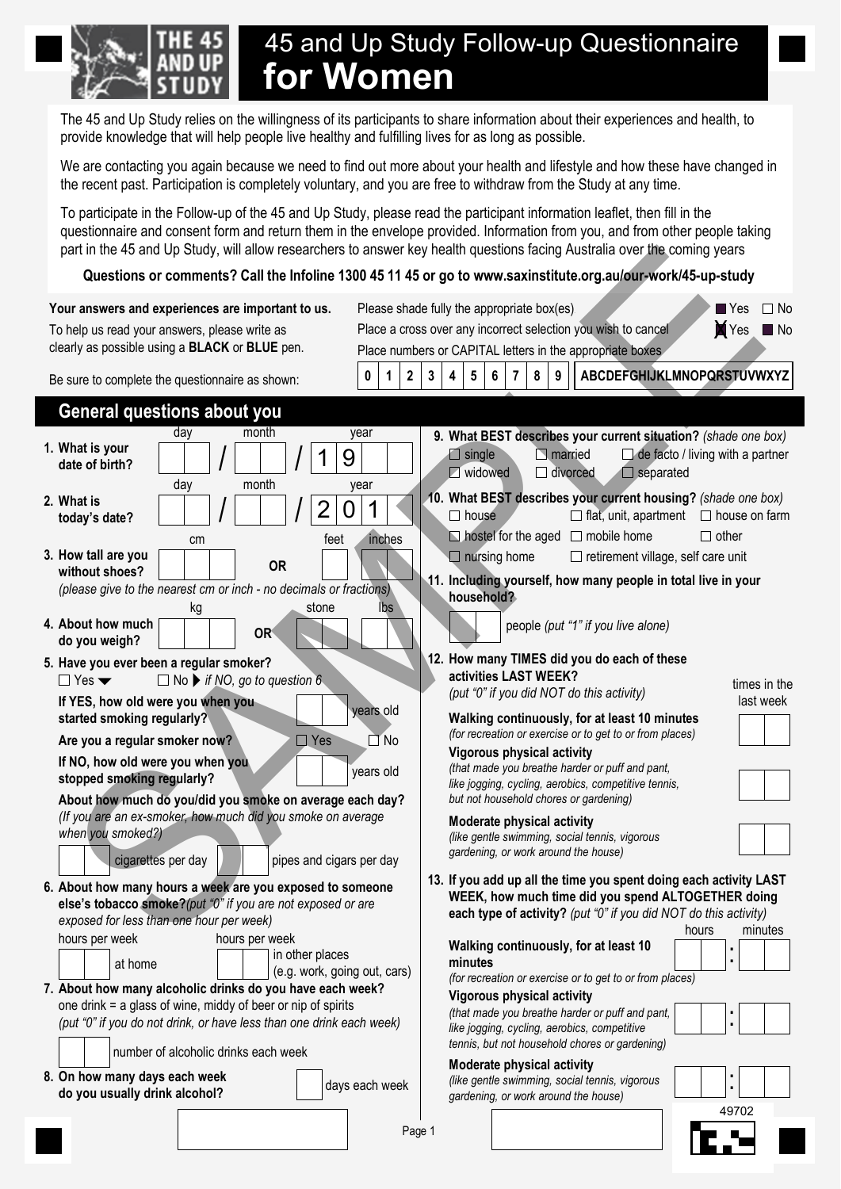# 45 and Up Study Follow-up Questionnaire **for Women**

The 45 and Up Study relies on the willingness of its participants to share information about their experiences and health, to provide knowledge that will help people live healthy and fulfilling lives for as long as possible.

We are contacting you again because we need to find out more about your health and lifestyle and how these have changed in the recent past. Participation is completely voluntary, and you are free to withdraw from the Study at any time.

To participate in the Follow-up of the 45 and Up Study, please read the participant information leaflet, then fill in the questionnaire and consent form and return them in the envelope provided. Information from you, and from other people taking part in the 45 and Up Study, will allow researchers to answer key health questions facing Australia over the coming years

**Questions or comments? Call the Infoline 1300 45 11 45 or go to www.saxinstitute.org.au/our-work/45-up-study**

**Your answers and experiences are important to us.**

To help us read your answers, please write as clearly as possible using a **BLACK** or **BLUE** pen.

Be sure to complete the questionnaire as shown:

Please shade fully the appropriate box(es) ■ Yes ☐ No

Place a cross over any incorrect selection you wish to cancel ☒ Yes ■ No

Place numbers or CAPITAL letters in the appropriate boxes

0 1 2 3 4 5 6 7 8 9 ABCDEFGHIJKLMNOPQRSTUVWXYZ

SAMPLE

## General questions about you

**1. What is your date of birth?** day ☐☐ / month ☐☐ / year 19☐☐

**2. What is today's date?** day ☐☐ / month ☐☐ / year 201☐

**3. How tall are you without shoes?** cm ☐☐☐ **OR** feet ☐ inches ☐☐

*(please give to the nearest cm or inch - no decimals or fractions)*

**4. About how much do you weigh?** kg ☐☐☐ **OR** stone ☐☐ lbs ☐☐

**5. Have you ever been a regular smoker?**

☐ Yes ▼ ☐ No ▶ *if NO, go to question 6*

**If YES, how old were you when you started smoking regularly?** ☐☐ years old

**Are you a regular smoker now?** ☐ Yes ☐ No

**If NO, how old were you when you stopped smoking regularly?** ☐☐ years old

**About how much do you/did you smoke on average each day?**

*(If you are an ex-smoker, how much did you smoke on average when you smoked?)*

☐☐ cigarettes per day ☐☐ pipes and cigars per day

**6. About how many hours a week are you exposed to someone else's tobacco smoke?** *(put "0" if you are not exposed or are exposed for less than one hour per week)*

hours per week ☐☐ at home

hours per week ☐☐ in other places (e.g. work, going out, cars)

**7. About how many alcoholic drinks do you have each week?**

one drink = a glass of wine, middy of beer or nip of spirits

*(put "0" if you do not drink, or have less than one drink each week)*

☐☐ number of alcoholic drinks each week

**8. On how many days each week do you usually drink alcohol?** ☐ days each week

**9. What BEST describes your current situation?** *(shade one box)*

☐ single ☐ married ☐ de facto / living with a partner

☐ widowed ☐ divorced ☐ separated

**10. What BEST describes your current housing?** *(shade one box)*

☐ house ☐ flat, unit, apartment ☐ house on farm

☐ hostel for the aged ☐ mobile home ☐ other

☐ nursing home ☐ retirement village, self care unit

**11. Including yourself, how many people in total live in your household?**

☐☐ people *(put "1" if you live alone)*

**12. How many TIMES did you do each of these activities LAST WEEK?**

*(put "0" if you did NOT do this activity)*

| Activity | times in the last week |
|---|---|
| **Walking continuously, for at least 10 minutes** *(for recreation or exercise or to get to or from places)* | ☐☐ |
| **Vigorous physical activity** *(that made you breathe harder or puff and pant, like jogging, cycling, aerobics, competitive tennis, but not household chores or gardening)* | ☐☐ |
| **Moderate physical activity** *(like gentle swimming, social tennis, vigorous gardening, or work around the house)* | ☐☐ |

**13. If you add up all the time you spent doing each activity LAST WEEK, how much time did you spend ALTOGETHER doing each type of activity?** *(put "0" if you did NOT do this activity)*

| Activity | hours | minutes |
|---|---|---|
| **Walking continuously, for at least 10 minutes** *(for recreation or exercise or to get to or from places)* | ☐☐ : | ☐☐ |
| **Vigorous physical activity** *(that made you breathe harder or puff and pant, like jogging, cycling, aerobics, competitive tennis, but not household chores or gardening)* | ☐☐ : | ☐☐ |
| **Moderate physical activity** *(like gentle swimming, social tennis, vigorous gardening, or work around the house)* | ☐☐ : | ☐☐ |

49702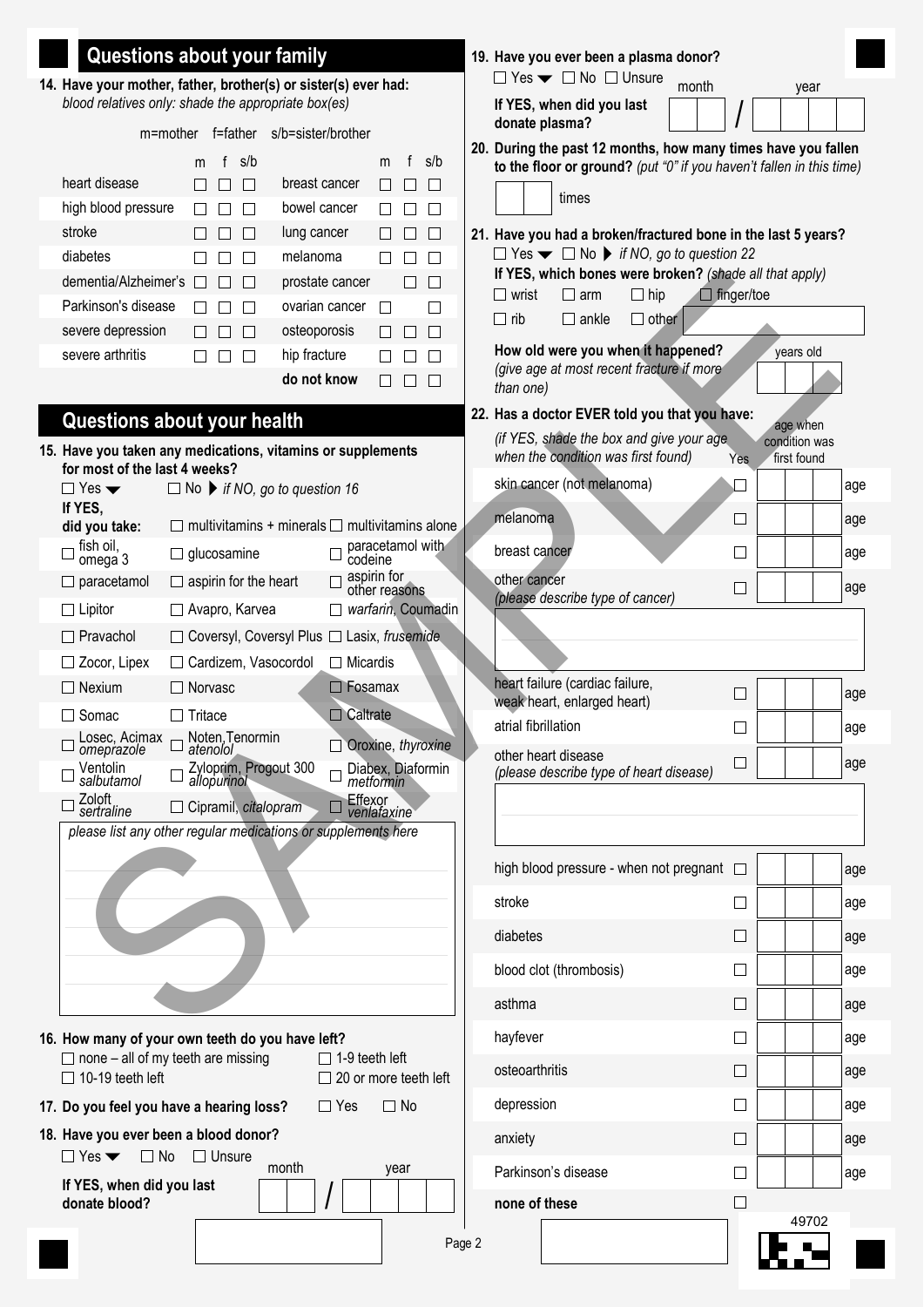## Questions about your family

**14. Have your mother, father, brother(s) or sister(s) ever had:**
*blood relatives only: shade the appropriate box(es)*

m=mother f=father s/b=sister/brother

| | m | f | s/b | | m | f | s/b |
|---|---|---|---|---|---|---|---|
| heart disease | ☐ | ☐ | ☐ | breast cancer | ☐ | ☐ | ☐ |
| high blood pressure | ☐ | ☐ | ☐ | bowel cancer | ☐ | ☐ | ☐ |
| stroke | ☐ | ☐ | ☐ | lung cancer | ☐ | ☐ | ☐ |
| diabetes | ☐ | ☐ | ☐ | melanoma | ☐ | ☐ | ☐ |
| dementia/Alzheimer's | ☐ | ☐ | ☐ | prostate cancer | | ☐ | ☐ |
| Parkinson's disease | ☐ | ☐ | ☐ | ovarian cancer | ☐ | | ☐ |
| severe depression | ☐ | ☐ | ☐ | osteoporosis | ☐ | ☐ | ☐ |
| severe arthritis | ☐ | ☐ | ☐ | hip fracture | ☐ | ☐ | ☐ |
| | | | | **do not know** | ☐ | ☐ | ☐ |

## Questions about your health

**15. Have you taken any medications, vitamins or supplements for most of the last 4 weeks?**

☐ Yes ☐ No ▶ *if NO, go to question 16*

**If YES, did you take:**

| | | |
|---|---|---|
| | ☐ multivitamins + minerals | ☐ multivitamins alone |
| ☐ fish oil, omega 3 | ☐ glucosamine | ☐ paracetamol with codeine |
| ☐ paracetamol | ☐ aspirin for the heart | ☐ aspirin for other reasons |
| ☐ Lipitor | ☐ Avapro, Karvea | ☐ *warfarin*, Coumadin |
| ☐ Pravachol | ☐ Coversyl, Coversyl Plus | ☐ Lasix, *frusemide* |
| ☐ Zocor, Lipex | ☐ Cardizem, Vasocordol | ☐ Micardis |
| ☐ Nexium | ☐ Norvasc | ☐ Fosamax |
| ☐ Somac | ☐ Tritace | ☐ Caltrate |
| ☐ Losec, Acimax *omeprazole* | ☐ Noten, Tenormin *atenolol* | ☐ Oroxine, *thyroxine* |
| ☐ Ventolin *salbutamol* | ☐ Zyloprim, Progout 300 *allopurinol* | ☐ Diabex, Diaformin *metformin* |
| ☐ Zoloft *sertraline* | ☐ Cipramil, *citalopram* | ☐ Effexor *venlafaxine* |

*please list any other regular medications or supplements here*

**16. How many of your own teeth do you have left?**

☐ none – all of my teeth are missing ☐ 1-9 teeth left
☐ 10-19 teeth left ☐ 20 or more teeth left

**17. Do you feel you have a hearing loss?** ☐ Yes ☐ No

**18. Have you ever been a blood donor?**

☐ Yes ☐ No ☐ Unsure

**If YES, when did you last donate blood?** month / year

**19. Have you ever been a plasma donor?**

☐ Yes ☐ No ☐ Unsure

**If YES, when did you last donate plasma?** month / year

**20. During the past 12 months, how many times have you fallen to the floor or ground?** *(put "0" if you haven't fallen in this time)*

times

**21. Have you had a broken/fractured bone in the last 5 years?**

☐ Yes ☐ No ▶ *if NO, go to question 22*

**If YES, which bones were broken?** *(shade all that apply)*

☐ wrist ☐ arm ☐ hip ☐ finger/toe
☐ rib ☐ ankle ☐ other

**How old were you when it happened?** *(give age at most recent fracture if more than one)* years old

**22. Has a doctor EVER told you that you have:**

*(if YES, shade the box and give your age when the condition was first found)*

| | Yes | age when condition was first found |
|---|---|---|
| skin cancer (not melanoma) | ☐ | age |
| melanoma | ☐ | age |
| breast cancer | ☐ | age |
| other cancer *(please describe type of cancer)* | ☐ | age |
| heart failure (cardiac failure, weak heart, enlarged heart) | ☐ | age |
| atrial fibrillation | ☐ | age |
| other heart disease *(please describe type of heart disease)* | ☐ | age |
| high blood pressure - when not pregnant | ☐ | age |
| stroke | ☐ | age |
| diabetes | ☐ | age |
| blood clot (thrombosis) | ☐ | age |
| asthma | ☐ | age |
| hayfever | ☐ | age |
| osteoarthritis | ☐ | age |
| depression | ☐ | age |
| anxiety | ☐ | age |
| Parkinson's disease | ☐ | age |
| **none of these** | ☐ | |

49702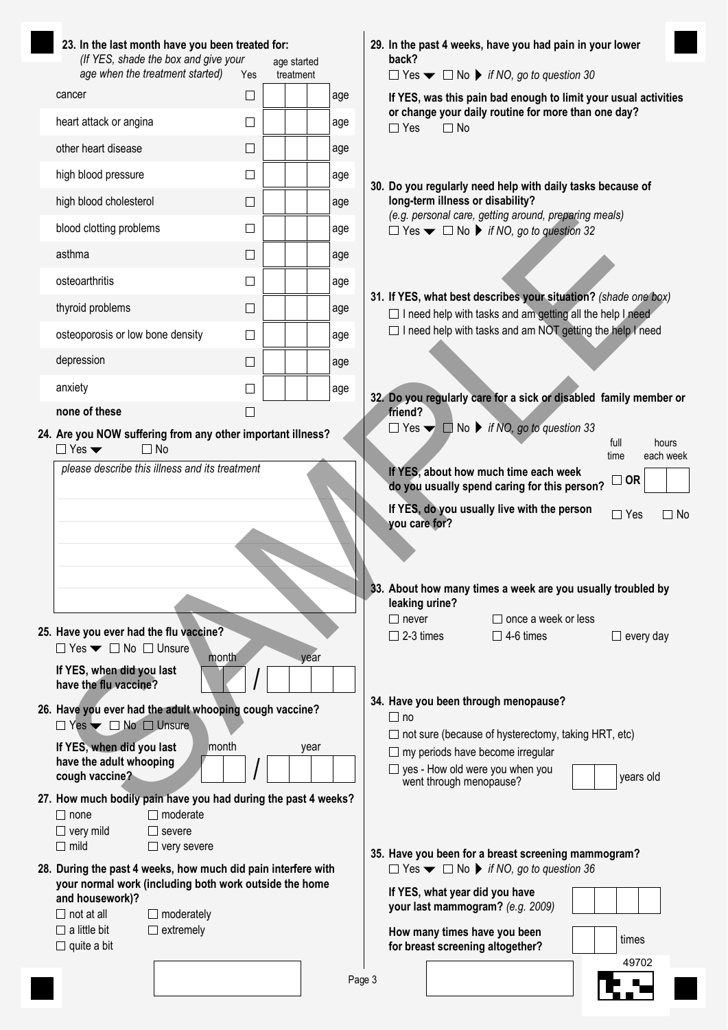**23. In the last month have you been treated for:**
*(If YES, shade the box and give your age when the treatment started)*

| | Yes | age started treatment |
|---|---|---|
| cancer | ☐ | age |
| heart attack or angina | ☐ | age |
| other heart disease | ☐ | age |
| high blood pressure | ☐ | age |
| high blood cholesterol | ☐ | age |
| blood clotting problems | ☐ | age |
| asthma | ☐ | age |
| osteoarthritis | ☐ | age |
| thyroid problems | ☐ | age |
| osteoporosis or low bone density | ☐ | age |
| depression | ☐ | age |
| anxiety | ☐ | age |
| **none of these** | ☐ | |

**24. Are you NOW suffering from any other important illness?**
☐ Yes ☐ No

*please describe this illness and its treatment*

**25. Have you ever had the flu vaccine?**
☐ Yes ☐ No ☐ Unsure

**If YES, when did you last have the flu vaccine?** month / year

**26. Have you ever had the adult whooping cough vaccine?**
☐ Yes ☐ No ☐ Unsure

**If YES, when did you last have the adult whooping cough vaccine?** month / year

**27. How much bodily pain have you had during the past 4 weeks?**
☐ none ☐ very mild ☐ mild ☐ moderate ☐ severe ☐ very severe

**28. During the past 4 weeks, how much did pain interfere with your normal work (including both work outside the home and housework)?**
☐ not at all ☐ a little bit ☐ quite a bit ☐ moderately ☐ extremely

**29. In the past 4 weeks, have you had pain in your lower back?**
☐ Yes ☐ No ▶ *if NO, go to question 30*

**If YES, was this pain bad enough to limit your usual activities or change your daily routine for more than one day?**
☐ Yes ☐ No

**30. Do you regularly need help with daily tasks because of long-term illness or disability?**
*(e.g. personal care, getting around, preparing meals)*
☐ Yes ☐ No ▶ *if NO, go to question 32*

**31. If YES, what best describes your situation?** *(shade one box)*
☐ I need help with tasks and am getting all the help I need
☐ I need help with tasks and am NOT getting the help I need

**32. Do you regularly care for a sick or disabled family member or friend?**
☐ Yes ☐ No ▶ *if NO, go to question 33*

**If YES, about how much time each week do you usually spend caring for this person?** ☐ full time **OR** hours each week

**If YES, do you usually live with the person you care for?** ☐ Yes ☐ No

**33. About how many times a week are you usually troubled by leaking urine?**
☐ never ☐ once a week or less ☐ 2-3 times ☐ 4-6 times ☐ every day

**34. Have you been through menopause?**
☐ no
☐ not sure (because of hysterectomy, taking HRT, etc)
☐ my periods have become irregular
☐ yes - How old were you when you went through menopause? years old

**35. Have you been for a breast screening mammogram?**
☐ Yes ☐ No ▶ *if NO, go to question 36*

**If YES, what year did you have your last mammogram?** *(e.g. 2009)*

**How many times have you been for breast screening altogether?** times

49702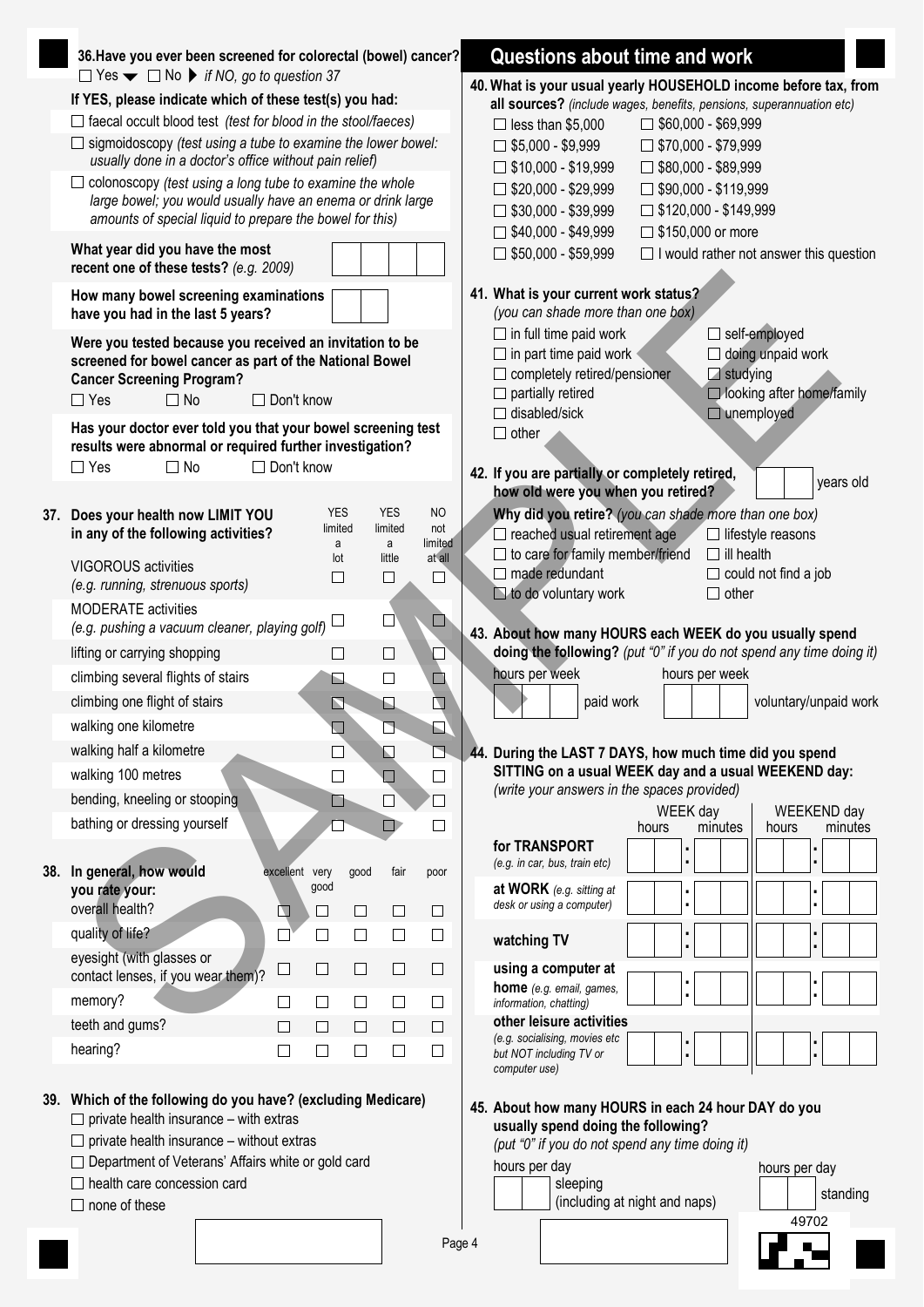**36. Have you ever been screened for colorectal (bowel) cancer?**

☐ Yes ☐ No ▶ *if NO, go to question 37*

**If YES, please indicate which of these test(s) you had:**

☐ faecal occult blood test *(test for blood in the stool/faeces)*

☐ sigmoidoscopy *(test using a tube to examine the lower bowel: usually done in a doctor's office without pain relief)*

☐ colonoscopy *(test using a long tube to examine the whole large bowel; you would usually have an enema or drink large amounts of special liquid to prepare the bowel for this)*

**What year did you have the most recent one of these tests?** *(e.g. 2009)* ☐☐☐☐

**How many bowel screening examinations have you had in the last 5 years?** ☐☐

**Were you tested because you received an invitation to be screened for bowel cancer as part of the National Bowel Cancer Screening Program?**

☐ Yes ☐ No ☐ Don't know

**Has your doctor ever told you that your bowel screening test results were abnormal or required further investigation?**

☐ Yes ☐ No ☐ Don't know

**37. Does your health now LIMIT YOU in any of the following activities?**

| | YES limited a lot | YES limited a little | NO not limited at all |
|---|---|---|---|
| VIGOROUS activities *(e.g. running, strenuous sports)* | ☐ | ☐ | ☐ |
| MODERATE activities *(e.g. pushing a vacuum cleaner, playing golf)* | ☐ | ☐ | ☐ |
| lifting or carrying shopping | ☐ | ☐ | ☐ |
| climbing several flights of stairs | ☐ | ☐ | ☐ |
| climbing one flight of stairs | ☐ | ☐ | ☐ |
| walking one kilometre | ☐ | ☐ | ☐ |
| walking half a kilometre | ☐ | ☐ | ☐ |
| walking 100 metres | ☐ | ☐ | ☐ |
| bending, kneeling or stooping | ☐ | ☐ | ☐ |
| bathing or dressing yourself | ☐ | ☐ | ☐ |

**38. In general, how would you rate your:**

| | excellent | very good | good | fair | poor |
|---|---|---|---|---|---|
| overall health? | ☐ | ☐ | ☐ | ☐ | ☐ |
| quality of life? | ☐ | ☐ | ☐ | ☐ | ☐ |
| eyesight (with glasses or contact lenses, if you wear them)? | ☐ | ☐ | ☐ | ☐ | ☐ |
| memory? | ☐ | ☐ | ☐ | ☐ | ☐ |
| teeth and gums? | ☐ | ☐ | ☐ | ☐ | ☐ |
| hearing? | ☐ | ☐ | ☐ | ☐ | ☐ |

**39. Which of the following do you have? (excluding Medicare)**

☐ private health insurance – with extras

☐ private health insurance – without extras

☐ Department of Veterans' Affairs white or gold card

☐ health care concession card

☐ none of these

## Questions about time and work

**40. What is your usual yearly HOUSEHOLD income before tax, from all sources?** *(include wages, benefits, pensions, superannuation etc)*

☐ less than $5,000

☐ $5,000 - $9,999

☐ $10,000 - $19,999

☐ $20,000 - $29,999

☐ $30,000 - $39,999

☐ $40,000 - $49,999

☐ $50,000 - $59,999

☐ $60,000 - $69,999

☐ $70,000 - $79,999

☐ $80,000 - $89,999

☐ $90,000 - $119,999

☐ $120,000 - $149,999

☐ $150,000 or more

☐ I would rather not answer this question

**41. What is your current work status?** *(you can shade more than one box)*

☐ in full time paid work

☐ in part time paid work

☐ completely retired/pensioner

☐ partially retired

☐ disabled/sick

☐ other

☐ self-employed

☐ doing unpaid work

☐ studying

☐ looking after home/family

☐ unemployed

**42. If you are partially or completely retired, how old were you when you retired?** ☐☐ years old

**Why did you retire?** *(you can shade more than one box)*

☐ reached usual retirement age

☐ to care for family member/friend

☐ made redundant

☐ to do voluntary work

☐ lifestyle reasons

☐ ill health

☐ could not find a job

☐ other

**43. About how many HOURS each WEEK do you usually spend doing the following?** *(put "0" if you do not spend any time doing it)*

hours per week ☐☐☐ paid work

hours per week ☐☐☐ voluntary/unpaid work

**44. During the LAST 7 DAYS, how much time did you spend SITTING on a usual WEEK day and a usual WEEKEND day:** *(write your answers in the spaces provided)*

| | WEEK day hours | WEEK day minutes | WEEKEND day hours | WEEKEND day minutes |
|---|---|---|---|---|
| **for TRANSPORT** *(e.g. in car, bus, train etc)* | ☐☐ | ☐☐ | ☐☐ | ☐☐ |
| **at WORK** *(e.g. sitting at desk or using a computer)* | ☐☐ | ☐☐ | ☐☐ | ☐☐ |
| **watching TV** | ☐☐ | ☐☐ | ☐☐ | ☐☐ |
| **using a computer at home** *(e.g. email, games, information, chatting)* | ☐☐ | ☐☐ | ☐☐ | ☐☐ |
| **other leisure activities** *(e.g. socialising, movies etc but NOT including TV or computer use)* | ☐☐ | ☐☐ | ☐☐ | ☐☐ |

**45. About how many HOURS in each 24 hour DAY do you usually spend doing the following?** *(put "0" if you do not spend any time doing it)*

hours per day ☐☐ sleeping (including at night and naps)

hours per day ☐☐ standing

49702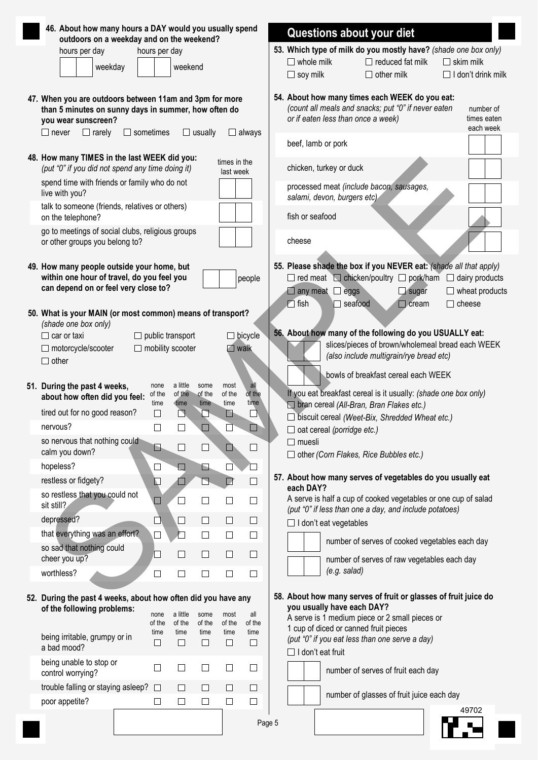**46. About how many hours a DAY would you usually spend outdoors on a weekday and on the weekend?**

hours per day ☐☐ weekday

hours per day ☐☐ weekend

**47. When you are outdoors between 11am and 3pm for more than 5 minutes on sunny days in summer, how often do you wear sunscreen?**

☐ never ☐ rarely ☐ sometimes ☐ usually ☐ always

**48. How many TIMES in the last WEEK did you:**
*(put "0" if you did not spend any time doing it)*

| | times in the last week |
|---|---|
| spend time with friends or family who do not live with you? | ☐☐ |
| talk to someone (friends, relatives or others) on the telephone? | ☐☐ |
| go to meetings of social clubs, religious groups or other groups you belong to? | ☐☐ |

**49. How many people outside your home, but within one hour of travel, do you feel you can depend on or feel very close to?**

☐☐ people

**50. What is your MAIN (or most common) means of transport?**
*(shade one box only)*

☐ car or taxi ☐ public transport ☐ bicycle
☐ motorcycle/scooter ☐ mobility scooter ☐ walk
☐ other

**51. During the past 4 weeks, about how often did you feel:**

| | none of the time | a little of the time | some of the time | most of the time | all of the time |
|---|---|---|---|---|---|
| tired out for no good reason? | ☐ | ☐ | ☐ | ☐ | ☐ |
| nervous? | ☐ | ☐ | ☐ | ☐ | ☐ |
| so nervous that nothing could calm you down? | ☐ | ☐ | ☐ | ☐ | ☐ |
| hopeless? | ☐ | ☐ | ☐ | ☐ | ☐ |
| restless or fidgety? | ☐ | ☐ | ☐ | ☐ | ☐ |
| so restless that you could not sit still? | ☐ | ☐ | ☐ | ☐ | ☐ |
| depressed? | ☐ | ☐ | ☐ | ☐ | ☐ |
| that everything was an effort? | ☐ | ☐ | ☐ | ☐ | ☐ |
| so sad that nothing could cheer you up? | ☐ | ☐ | ☐ | ☐ | ☐ |
| worthless? | ☐ | ☐ | ☐ | ☐ | ☐ |

**52. During the past 4 weeks, about how often did you have any of the following problems:**

| | none of the time | a little of the time | some of the time | most of the time | all of the time |
|---|---|---|---|---|---|
| being irritable, grumpy or in a bad mood? | ☐ | ☐ | ☐ | ☐ | ☐ |
| being unable to stop or control worrying? | ☐ | ☐ | ☐ | ☐ | ☐ |
| trouble falling or staying asleep? | ☐ | ☐ | ☐ | ☐ | ☐ |
| poor appetite? | ☐ | ☐ | ☐ | ☐ | ☐ |

## Questions about your diet

**53. Which type of milk do you mostly have?** *(shade one box only)*

☐ whole milk ☐ reduced fat milk ☐ skim milk
☐ soy milk ☐ other milk ☐ I don't drink milk

**54. About how many times each WEEK do you eat:**
*(count all meals and snacks; put "0" if never eaten or if eaten less than once a week)*

| | number of times eaten each week |
|---|---|
| beef, lamb or pork | ☐☐ |
| chicken, turkey or duck | ☐☐ |
| processed meat *(include bacon, sausages, salami, devon, burgers etc)* | ☐☐ |
| fish or seafood | ☐☐ |
| cheese | ☐☐ |

**55. Please shade the box if you NEVER eat:** *(shade all that apply)*

☐ red meat ☐ chicken/poultry ☐ pork/ham ☐ dairy products
☐ any meat ☐ eggs ☐ sugar ☐ wheat products
☐ fish ☐ seafood ☐ cream ☐ cheese

**56. About how many of the following do you USUALLY eat:**

☐☐ slices/pieces of brown/wholemeal bread each WEEK *(also include multigrain/rye bread etc)*

☐☐ bowls of breakfast cereal each WEEK

If you eat breakfast cereal is it usually: *(shade one box only)*

☐ bran cereal *(All-Bran, Bran Flakes etc.)*
☐ biscuit cereal *(Weet-Bix, Shredded Wheat etc.)*
☐ oat cereal *(porridge etc.)*
☐ muesli
☐ other *(Corn Flakes, Rice Bubbles etc.)*

**57. About how many serves of vegetables do you usually eat each DAY?**
A serve is half a cup of cooked vegetables or one cup of salad
*(put "0" if less than one a day, and include potatoes)*

☐ I don't eat vegetables

☐☐ number of serves of cooked vegetables each day

☐☐ number of serves of raw vegetables each day *(e.g. salad)*

**58. About how many serves of fruit or glasses of fruit juice do you usually have each DAY?**
A serve is 1 medium piece or 2 small pieces or 1 cup of diced or canned fruit pieces
*(put "0" if you eat less than one serve a day)*

☐ I don't eat fruit

☐☐ number of serves of fruit each day

☐☐ number of glasses of fruit juice each day

49702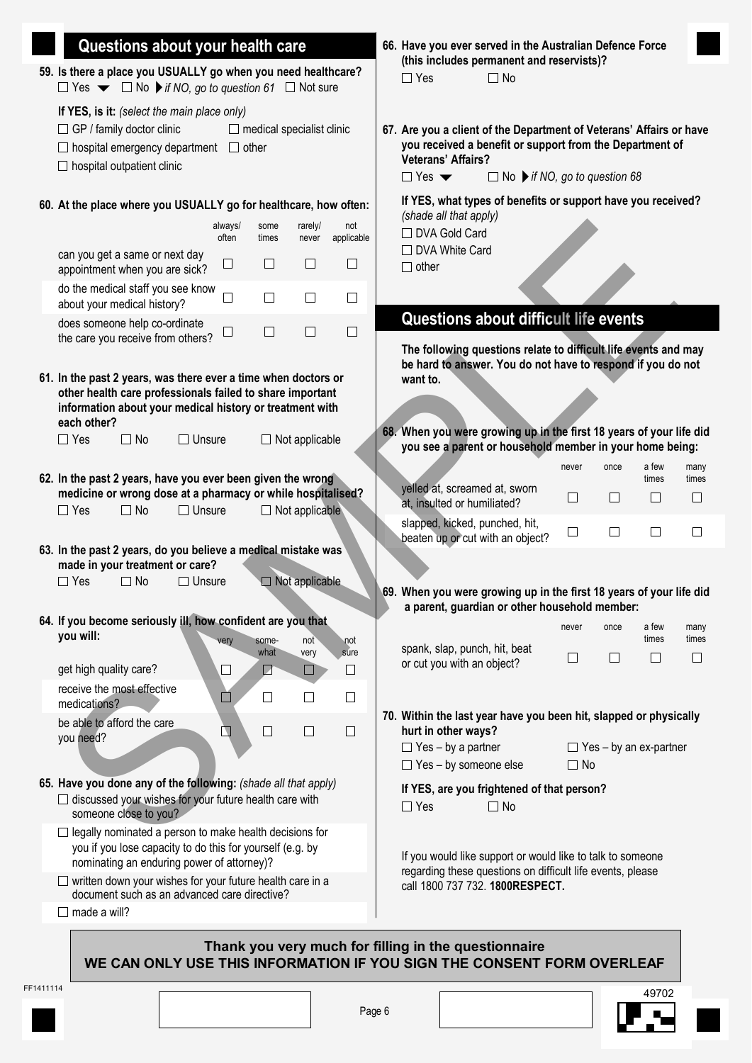## Questions about your health care

**59. Is there a place you USUALLY go when you need healthcare?**

☐ Yes ▼ ☐ No ▶ *if NO, go to question 61* ☐ Not sure

**If YES, is it:** *(select the main place only)*

☐ GP / family doctor clinic ☐ medical specialist clinic
☐ hospital emergency department ☐ other
☐ hospital outpatient clinic

**60. At the place where you USUALLY go for healthcare, how often:**

| | always/ often | some times | rarely/ never | not applicable |
|---|---|---|---|---|
| can you get a same or next day appointment when you are sick? | ☐ | ☐ | ☐ | ☐ |
| do the medical staff you see know about your medical history? | ☐ | ☐ | ☐ | ☐ |
| does someone help co-ordinate the care you receive from others? | ☐ | ☐ | ☐ | ☐ |

**61. In the past 2 years, was there ever a time when doctors or other health care professionals failed to share important information about your medical history or treatment with each other?**

☐ Yes ☐ No ☐ Unsure ☐ Not applicable

**62. In the past 2 years, have you ever been given the wrong medicine or wrong dose at a pharmacy or while hospitalised?**

☐ Yes ☐ No ☐ Unsure ☐ Not applicable

**63. In the past 2 years, do you believe a medical mistake was made in your treatment or care?**

☐ Yes ☐ No ☐ Unsure ☐ Not applicable

**64. If you become seriously ill, how confident are you that you will:**

| | very | some-what | not very | not sure |
|---|---|---|---|---|
| get high quality care? | ☐ | ☐ | ☐ | ☐ |
| receive the most effective medications? | ☐ | ☐ | ☐ | ☐ |
| be able to afford the care you need? | ☐ | ☐ | ☐ | ☐ |

**65. Have you done any of the following:** *(shade all that apply)*

☐ discussed your wishes for your future health care with someone close to you?
☐ legally nominated a person to make health decisions for you if you lose capacity to do this for yourself (e.g. by nominating an enduring power of attorney)?
☐ written down your wishes for your future health care in a document such as an advanced care directive?
☐ made a will?

**66. Have you ever served in the Australian Defence Force (this includes permanent and reservists)?**

☐ Yes ☐ No

**67. Are you a client of the Department of Veterans' Affairs or have you received a benefit or support from the Department of Veterans' Affairs?**

☐ Yes ▼ ☐ No ▶ *if NO, go to question 68*

**If YES, what types of benefits or support have you received?** *(shade all that apply)*

☐ DVA Gold Card
☐ DVA White Card
☐ other

## Questions about difficult life events

**The following questions relate to difficult life events and may be hard to answer. You do not have to respond if you do not want to.**

**68. When you were growing up in the first 18 years of your life did you see a parent or household member in your home being:**

| | never | once | a few times | many times |
|---|---|---|---|---|
| yelled at, screamed at, sworn at, insulted or humiliated? | ☐ | ☐ | ☐ | ☐ |
| slapped, kicked, punched, hit, beaten up or cut with an object? | ☐ | ☐ | ☐ | ☐ |

**69. When you were growing up in the first 18 years of your life did a parent, guardian or other household member:**

| | never | once | a few times | many times |
|---|---|---|---|---|
| spank, slap, punch, hit, beat or cut you with an object? | ☐ | ☐ | ☐ | ☐ |

**70. Within the last year have you been hit, slapped or physically hurt in other ways?**

☐ Yes – by a partner ☐ Yes – by an ex-partner
☐ Yes – by someone else ☐ No

**If YES, are you frightened of that person?**

☐ Yes ☐ No

If you would like support or would like to talk to someone regarding these questions on difficult life events, please call 1800 737 732. **1800RESPECT.**

**Thank you very much for filling in the questionnaire**
**WE CAN ONLY USE THIS INFORMATION IF YOU SIGN THE CONSENT FORM OVERLEAF**

FF1411114

49702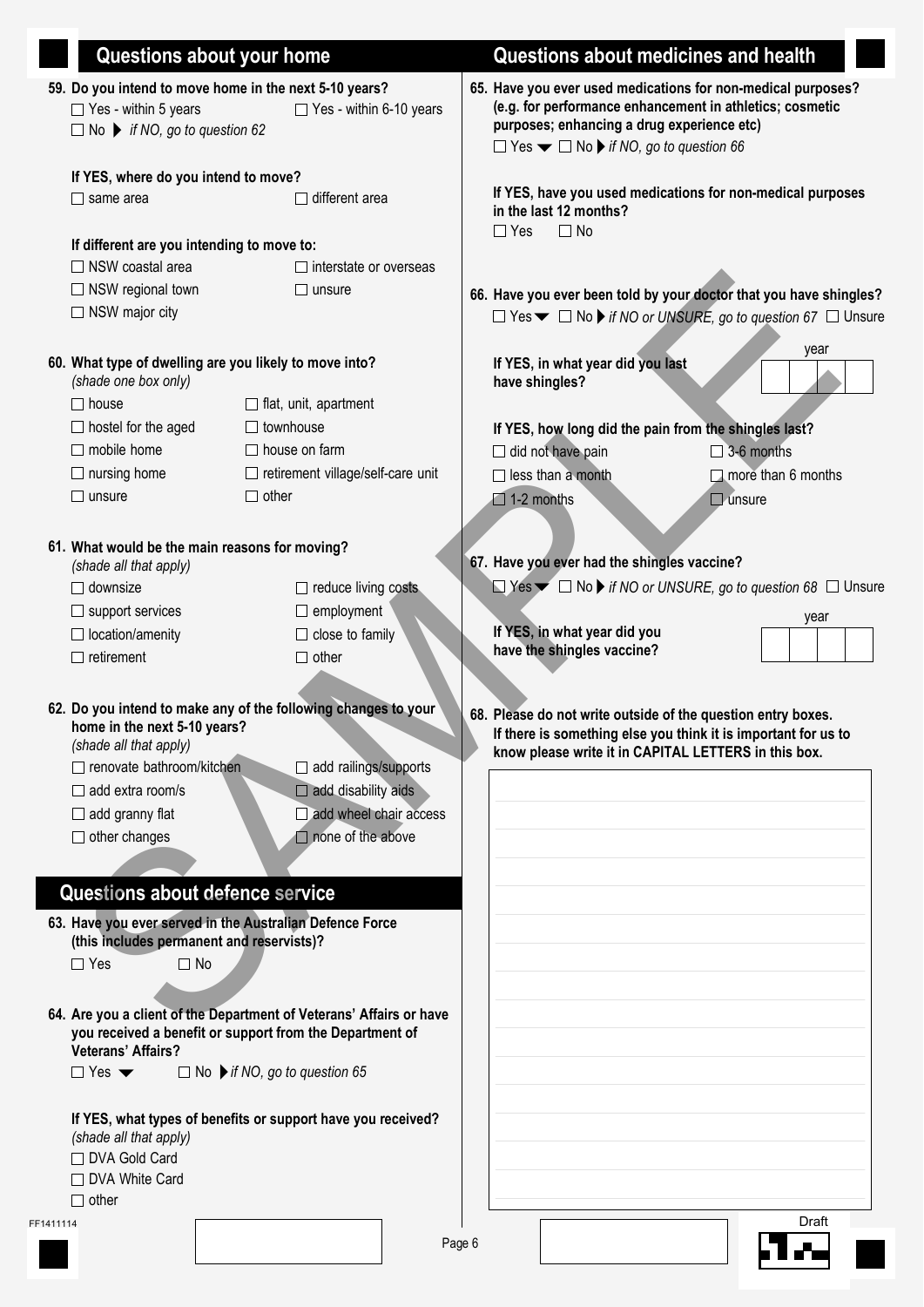## Questions about your home

**59. Do you intend to move home in the next 5-10 years?**

☐ Yes - within 5 years ☐ Yes - within 6-10 years
☐ No ▶ *if NO, go to question 62*

**If YES, where do you intend to move?**

☐ same area ☐ different area

**If different are you intending to move to:**

☐ NSW coastal area ☐ interstate or overseas
☐ NSW regional town ☐ unsure
☐ NSW major city

**60. What type of dwelling are you likely to move into?**
*(shade one box only)*

☐ house ☐ flat, unit, apartment
☐ hostel for the aged ☐ townhouse
☐ mobile home ☐ house on farm
☐ nursing home ☐ retirement village/self-care unit
☐ unsure ☐ other

**61. What would be the main reasons for moving?**
*(shade all that apply)*

☐ downsize ☐ reduce living costs
☐ support services ☐ employment
☐ location/amenity ☐ close to family
☐ retirement ☐ other

**62. Do you intend to make any of the following changes to your home in the next 5-10 years?**
*(shade all that apply)*

☐ renovate bathroom/kitchen ☐ add railings/supports
☐ add extra room/s ☐ add disability aids
☐ add granny flat ☐ add wheel chair access
☐ other changes ☐ none of the above

## Questions about defence service

**63. Have you ever served in the Australian Defence Force (this includes permanent and reservists)?**

☐ Yes ☐ No

**64. Are you a client of the Department of Veterans' Affairs or have you received a benefit or support from the Department of Veterans' Affairs?**

☐ Yes ▼ ☐ No ▶ *if NO, go to question 65*

**If YES, what types of benefits or support have you received?**
*(shade all that apply)*

☐ DVA Gold Card
☐ DVA White Card
☐ other

## Questions about medicines and health

**65. Have you ever used medications for non-medical purposes? (e.g. for performance enhancement in athletics; cosmetic purposes; enhancing a drug experience etc)**

☐ Yes ▼ ☐ No ▶ *if NO, go to question 66*

**If YES, have you used medications for non-medical purposes in the last 12 months?**

☐ Yes ☐ No

**66. Have you ever been told by your doctor that you have shingles?**

☐ Yes ▼ ☐ No ▶ *if NO or UNSURE, go to question 67* ☐ Unsure

**If YES, in what year did you last have shingles?** year ☐☐☐☐

**If YES, how long did the pain from the shingles last?**

☐ did not have pain ☐ 3-6 months
☐ less than a month ☐ more than 6 months
☐ 1-2 months ☐ unsure

**67. Have you ever had the shingles vaccine?**

☐ Yes ▼ ☐ No ▶ *if NO or UNSURE, go to question 68* ☐ Unsure

**If YES, in what year did you have the shingles vaccine?** year ☐☐☐☐

**68. Please do not write outside of the question entry boxes. If there is something else you think it is important for us to know please write it in CAPITAL LETTERS in this box.**

FF1411114

Draft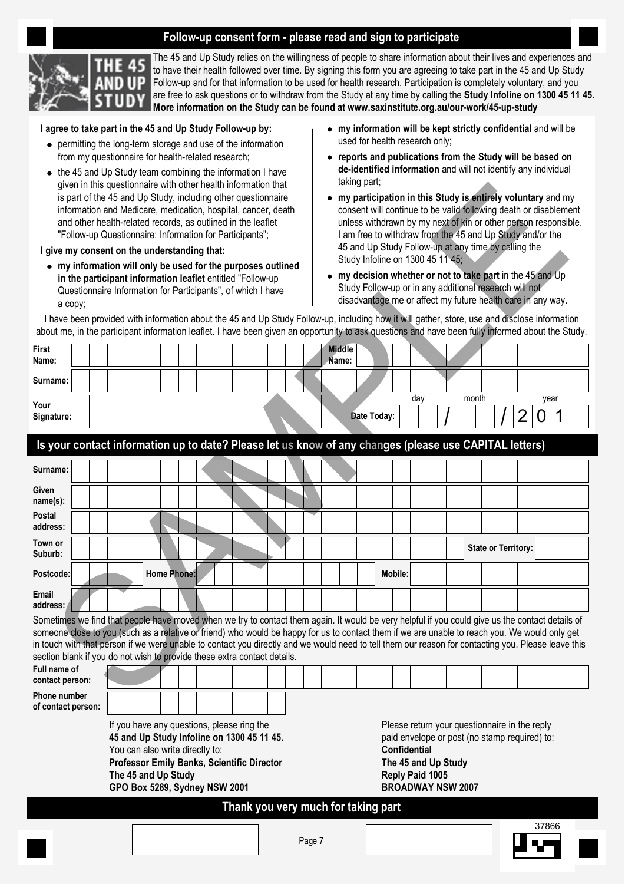## Follow-up consent form - please read and sign to participate

The 45 and Up Study relies on the willingness of people to share information about their lives and experiences and to have their health followed over time. By signing this form you are agreeing to take part in the 45 and Up Study Follow-up and for that information to be used for health research. Participation is completely voluntary, and you are free to ask questions or to withdraw from the Study at any time by calling the **Study Infoline on 1300 45 11 45.** **More information on the Study can be found at www.saxinstitute.org.au/our-work/45-up-study**

**I agree to take part in the 45 and Up Study Follow-up by:**

- permitting the long-term storage and use of the information from my questionnaire for health-related research;
- the 45 and Up Study team combining the information I have given in this questionnaire with other health information that is part of the 45 and Up Study, including other questionnaire information and Medicare, medication, hospital, cancer, death and other health-related records, as outlined in the leaflet "Follow-up Questionnaire: Information for Participants";

**I give my consent on the understanding that:**

- **my information will only be used for the purposes outlined in the participant information leaflet** entitled "Follow-up Questionnaire Information for Participants", of which I have a copy;
- **my information will be kept strictly confidential** and will be used for health research only;
- **reports and publications from the Study will be based on de-identified information** and will not identify any individual taking part;
- **my participation in this Study is entirely voluntary** and my consent will continue to be valid following death or disablement unless withdrawn by my next of kin or other person responsible. I am free to withdraw from the 45 and Up Study and/or the 45 and Up Study Follow-up at any time by calling the Study Infoline on 1300 45 11 45;
- **my decision whether or not to take part** in the 45 and Up Study Follow-up or in any additional research will not disadvantage me or affect my future health care in any way.

I have been provided with information about the 45 and Up Study Follow-up, including how it will gather, store, use and disclose information about me, in the participant information leaflet. I have been given an opportunity to ask questions and have been fully informed about the Study.

First Name: ____________________ Middle Name: ____________________

Surname: ____________________

Your Signature: ____________________ Date Today: day ___ / month ___ / year 2 0 1 _

## Is your contact information up to date? Please let us know of any changes (please use CAPITAL letters)

Surname: ____________________

Given name(s): ____________________

Postal address: ____________________

Town or Suburb: ____________________ State or Territory: ______

Postcode: ______ Home Phone: ____________________ Mobile: ____________________

Email address: ____________________

Sometimes we find that people have moved when we try to contact them again. It would be very helpful if you could give us the contact details of someone close to you (such as a relative or friend) who would be happy for us to contact them if we are unable to reach you. We would only get in touch with that person if we were unable to contact you directly and we would need to tell them our reason for contacting you. Please leave this section blank if you do not wish to provide these extra contact details.

Full name of contact person: ____________________

Phone number of contact person: ____________________

If you have any questions, please ring the **45 and Up Study Infoline on 1300 45 11 45.**
You can also write directly to:
**Professor Emily Banks, Scientific Director**
**The 45 and Up Study**
**GPO Box 5289, Sydney NSW 2001**

Please return your questionnaire in the reply paid envelope or post (no stamp required) to:
**Confidential**
**The 45 and Up Study**
**Reply Paid 1005**
**BROADWAY NSW 2007**

**Thank you very much for taking part**

37866